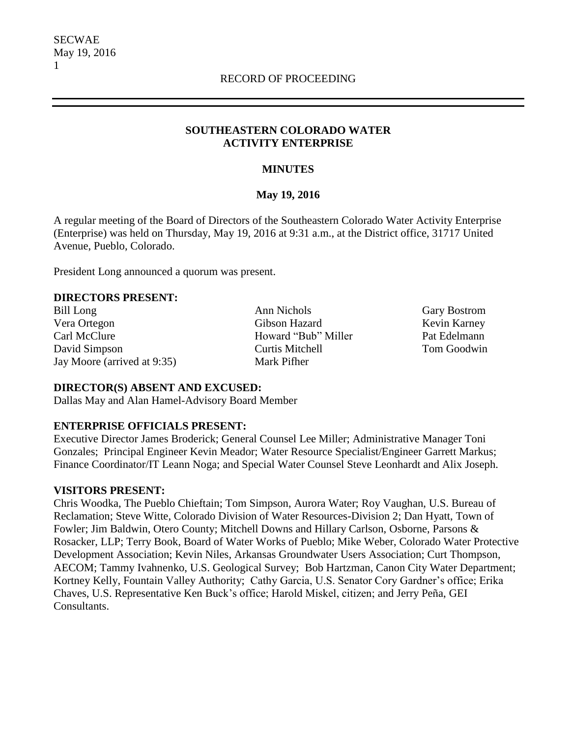RECORD OF PROCEEDING

## SOUTHEASTERN COLORADO WATER ACTIVITY ENTERPRISE

### MINUTES

### May 19, 2016

A regular meeting of the Board of Directors of the Southeastern Colorado Water Activity Enterprise (Enterprise) was held on Thursday, May 19, 2016 at 9:31 a.m., at the District office, 31717 United Avenue, Pueblo, Colorado.

President Long announced a quorum was present.

**DIRECTORS PRESENT:**

Bill Long
Vera Ortegon
Carl McClure
David Simpson
Jay Moore (arrived at 9:35)
Ann Nichols
Gibson Hazard
Howard "Bub" Miller
Curtis Mitchell
Mark Pifher
Gary Bostrom
Kevin Karney
Pat Edelmann
Tom Goodwin

**DIRECTOR(S) ABSENT AND EXCUSED:**

Dallas May and Alan Hamel-Advisory Board Member

**ENTERPRISE OFFICIALS PRESENT:**

Executive Director James Broderick; General Counsel Lee Miller; Administrative Manager Toni Gonzales; Principal Engineer Kevin Meador; Water Resource Specialist/Engineer Garrett Markus; Finance Coordinator/IT Leann Noga; and Special Water Counsel Steve Leonhardt and Alix Joseph.

**VISITORS PRESENT:**

Chris Woodka, The Pueblo Chieftain; Tom Simpson, Aurora Water; Roy Vaughan, U.S. Bureau of Reclamation; Steve Witte, Colorado Division of Water Resources-Division 2; Dan Hyatt, Town of Fowler; Jim Baldwin, Otero County; Mitchell Downs and Hillary Carlson, Osborne, Parsons & Rosacker, LLP; Terry Book, Board of Water Works of Pueblo; Mike Weber, Colorado Water Protective Development Association; Kevin Niles, Arkansas Groundwater Users Association; Curt Thompson, AECOM; Tammy Ivahnenko, U.S. Geological Survey; Bob Hartzman, Canon City Water Department; Kortney Kelly, Fountain Valley Authority; Cathy Garcia, U.S. Senator Cory Gardner's office; Erika Chaves, U.S. Representative Ken Buck's office; Harold Miskel, citizen; and Jerry Peña, GEI Consultants.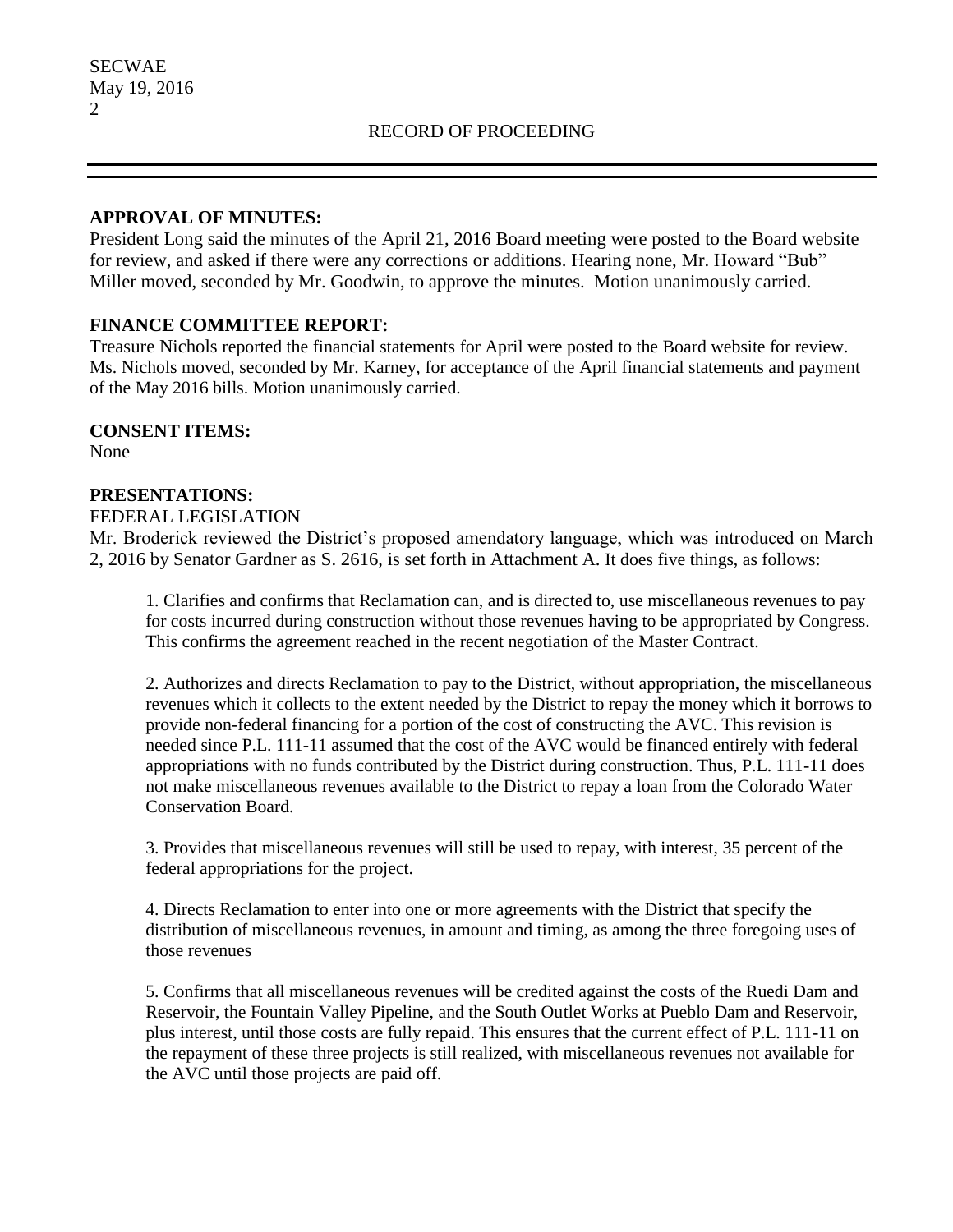RECORD OF PROCEEDING

**APPROVAL OF MINUTES:**

President Long said the minutes of the April 21, 2016 Board meeting were posted to the Board website for review, and asked if there were any corrections or additions. Hearing none, Mr. Howard "Bub" Miller moved, seconded by Mr. Goodwin, to approve the minutes. Motion unanimously carried.

**FINANCE COMMITTEE REPORT:**

Treasure Nichols reported the financial statements for April were posted to the Board website for review. Ms. Nichols moved, seconded by Mr. Karney, for acceptance of the April financial statements and payment of the May 2016 bills. Motion unanimously carried.

**CONSENT ITEMS:**

None

**PRESENTATIONS:**

FEDERAL LEGISLATION

Mr. Broderick reviewed the District's proposed amendatory language, which was introduced on March 2, 2016 by Senator Gardner as S. 2616, is set forth in Attachment A. It does five things, as follows:

1. Clarifies and confirms that Reclamation can, and is directed to, use miscellaneous revenues to pay for costs incurred during construction without those revenues having to be appropriated by Congress. This confirms the agreement reached in the recent negotiation of the Master Contract.

2. Authorizes and directs Reclamation to pay to the District, without appropriation, the miscellaneous revenues which it collects to the extent needed by the District to repay the money which it borrows to provide non-federal financing for a portion of the cost of constructing the AVC. This revision is needed since P.L. 111-11 assumed that the cost of the AVC would be financed entirely with federal appropriations with no funds contributed by the District during construction. Thus, P.L. 111-11 does not make miscellaneous revenues available to the District to repay a loan from the Colorado Water Conservation Board.

3. Provides that miscellaneous revenues will still be used to repay, with interest, 35 percent of the federal appropriations for the project.

4. Directs Reclamation to enter into one or more agreements with the District that specify the distribution of miscellaneous revenues, in amount and timing, as among the three foregoing uses of those revenues

5. Confirms that all miscellaneous revenues will be credited against the costs of the Ruedi Dam and Reservoir, the Fountain Valley Pipeline, and the South Outlet Works at Pueblo Dam and Reservoir, plus interest, until those costs are fully repaid. This ensures that the current effect of P.L. 111-11 on the repayment of these three projects is still realized, with miscellaneous revenues not available for the AVC until those projects are paid off.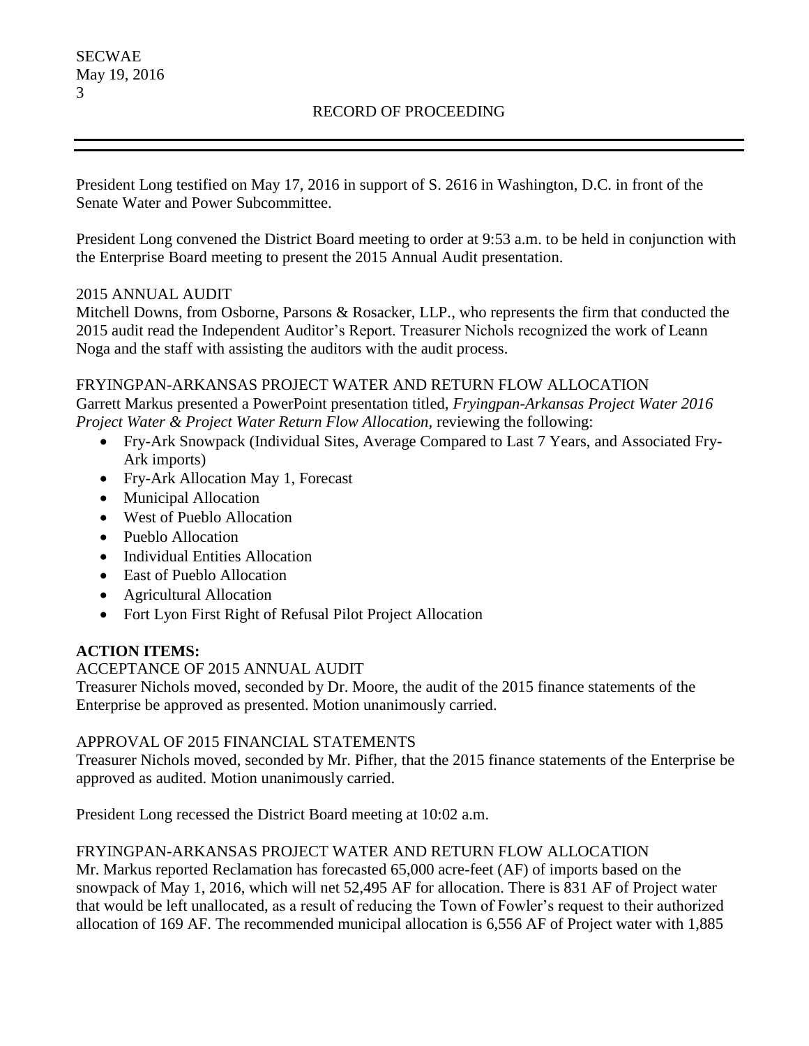President Long testified on May 17, 2016 in support of S. 2616 in Washington, D.C. in front of the Senate Water and Power Subcommittee.

President Long convened the District Board meeting to order at 9:53 a.m. to be held in conjunction with the Enterprise Board meeting to present the 2015 Annual Audit presentation.

2015 ANNUAL AUDIT

Mitchell Downs, from Osborne, Parsons & Rosacker, LLP., who represents the firm that conducted the 2015 audit read the Independent Auditor's Report. Treasurer Nichols recognized the work of Leann Noga and the staff with assisting the auditors with the audit process.

FRYINGPAN-ARKANSAS PROJECT WATER AND RETURN FLOW ALLOCATION

Garrett Markus presented a PowerPoint presentation titled, *Fryingpan-Arkansas Project Water 2016 Project Water & Project Water Return Flow Allocation,* reviewing the following:

- Fry-Ark Snowpack (Individual Sites, Average Compared to Last 7 Years, and Associated Fry-Ark imports)
- Fry-Ark Allocation May 1, Forecast
- Municipal Allocation
- West of Pueblo Allocation
- Pueblo Allocation
- Individual Entities Allocation
- East of Pueblo Allocation
- Agricultural Allocation
- Fort Lyon First Right of Refusal Pilot Project Allocation

**ACTION ITEMS:**

ACCEPTANCE OF 2015 ANNUAL AUDIT

Treasurer Nichols moved, seconded by Dr. Moore, the audit of the 2015 finance statements of the Enterprise be approved as presented. Motion unanimously carried.

APPROVAL OF 2015 FINANCIAL STATEMENTS

Treasurer Nichols moved, seconded by Mr. Pifher, that the 2015 finance statements of the Enterprise be approved as audited. Motion unanimously carried.

President Long recessed the District Board meeting at 10:02 a.m.

FRYINGPAN-ARKANSAS PROJECT WATER AND RETURN FLOW ALLOCATION

Mr. Markus reported Reclamation has forecasted 65,000 acre-feet (AF) of imports based on the snowpack of May 1, 2016, which will net 52,495 AF for allocation. There is 831 AF of Project water that would be left unallocated, as a result of reducing the Town of Fowler's request to their authorized allocation of 169 AF. The recommended municipal allocation is 6,556 AF of Project water with 1,885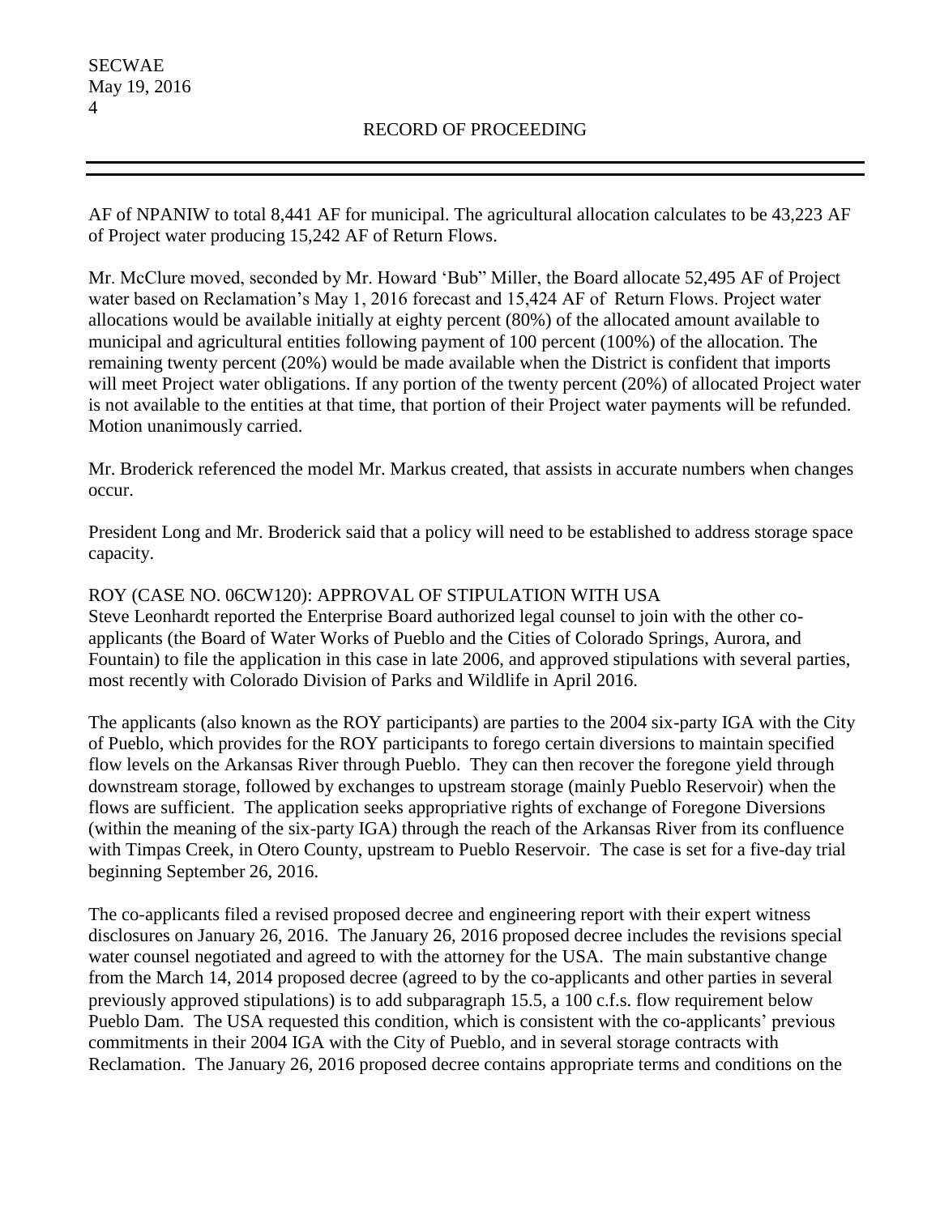AF of NPANIW to total 8,441 AF for municipal. The agricultural allocation calculates to be 43,223 AF of Project water producing 15,242 AF of Return Flows.

Mr. McClure moved, seconded by Mr. Howard 'Bub" Miller, the Board allocate 52,495 AF of Project water based on Reclamation's May 1, 2016 forecast and 15,424 AF of Return Flows. Project water allocations would be available initially at eighty percent (80%) of the allocated amount available to municipal and agricultural entities following payment of 100 percent (100%) of the allocation. The remaining twenty percent (20%) would be made available when the District is confident that imports will meet Project water obligations. If any portion of the twenty percent (20%) of allocated Project water is not available to the entities at that time, that portion of their Project water payments will be refunded. Motion unanimously carried.

Mr. Broderick referenced the model Mr. Markus created, that assists in accurate numbers when changes occur.

President Long and Mr. Broderick said that a policy will need to be established to address storage space capacity.

ROY (CASE NO. 06CW120): APPROVAL OF STIPULATION WITH USA

Steve Leonhardt reported the Enterprise Board authorized legal counsel to join with the other co-applicants (the Board of Water Works of Pueblo and the Cities of Colorado Springs, Aurora, and Fountain) to file the application in this case in late 2006, and approved stipulations with several parties, most recently with Colorado Division of Parks and Wildlife in April 2016.

The applicants (also known as the ROY participants) are parties to the 2004 six-party IGA with the City of Pueblo, which provides for the ROY participants to forego certain diversions to maintain specified flow levels on the Arkansas River through Pueblo. They can then recover the foregone yield through downstream storage, followed by exchanges to upstream storage (mainly Pueblo Reservoir) when the flows are sufficient. The application seeks appropriative rights of exchange of Foregone Diversions (within the meaning of the six-party IGA) through the reach of the Arkansas River from its confluence with Timpas Creek, in Otero County, upstream to Pueblo Reservoir. The case is set for a five-day trial beginning September 26, 2016.

The co-applicants filed a revised proposed decree and engineering report with their expert witness disclosures on January 26, 2016. The January 26, 2016 proposed decree includes the revisions special water counsel negotiated and agreed to with the attorney for the USA. The main substantive change from the March 14, 2014 proposed decree (agreed to by the co-applicants and other parties in several previously approved stipulations) is to add subparagraph 15.5, a 100 c.f.s. flow requirement below Pueblo Dam. The USA requested this condition, which is consistent with the co-applicants' previous commitments in their 2004 IGA with the City of Pueblo, and in several storage contracts with Reclamation. The January 26, 2016 proposed decree contains appropriate terms and conditions on the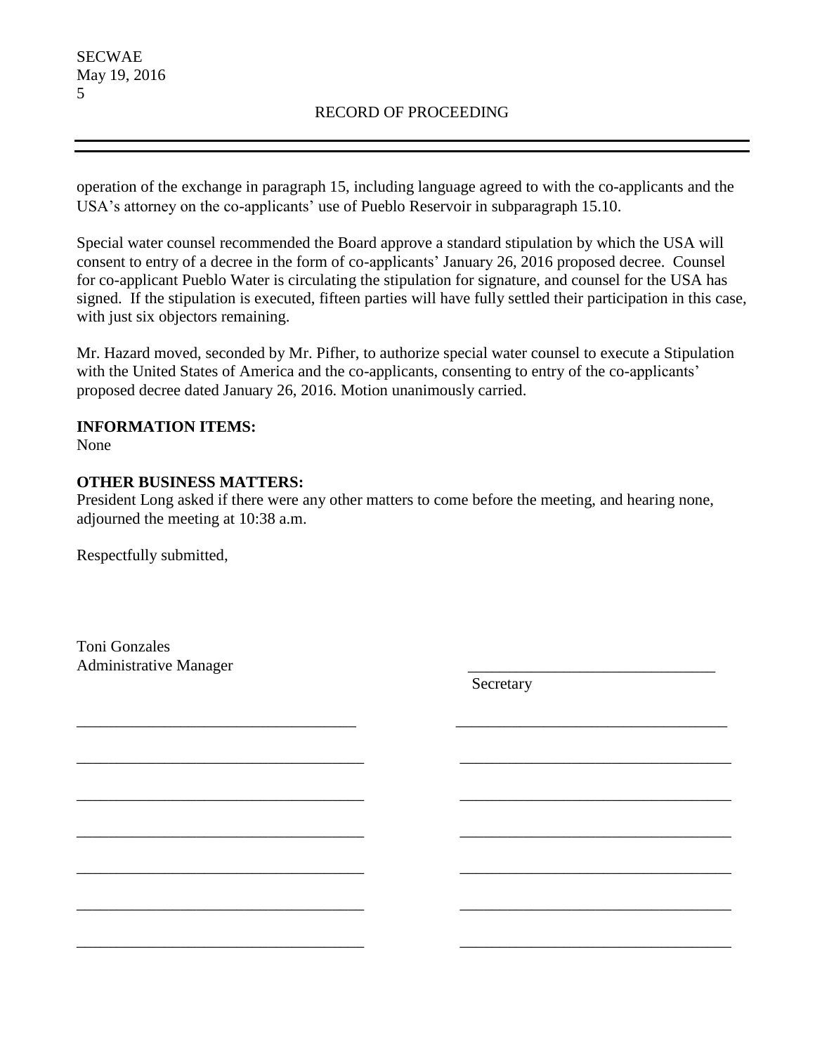operation of the exchange in paragraph 15, including language agreed to with the co-applicants and the USA's attorney on the co-applicants' use of Pueblo Reservoir in subparagraph 15.10.

Special water counsel recommended the Board approve a standard stipulation by which the USA will consent to entry of a decree in the form of co-applicants' January 26, 2016 proposed decree. Counsel for co-applicant Pueblo Water is circulating the stipulation for signature, and counsel for the USA has signed. If the stipulation is executed, fifteen parties will have fully settled their participation in this case, with just six objectors remaining.

Mr. Hazard moved, seconded by Mr. Pifher, to authorize special water counsel to execute a Stipulation with the United States of America and the co-applicants, consenting to entry of the co-applicants' proposed decree dated January 26, 2016. Motion unanimously carried.

**INFORMATION ITEMS:**
None

**OTHER BUSINESS MATTERS:**
President Long asked if there were any other matters to come before the meeting, and hearing none, adjourned the meeting at 10:38 a.m.

Respectfully submitted,

Toni Gonzales
Administrative Manager

_______________________________
Secretary

___________________________________ ___________________________________

___________________________________ ___________________________________

___________________________________ ___________________________________

___________________________________ ___________________________________

___________________________________ ___________________________________

___________________________________ ___________________________________

___________________________________ ___________________________________